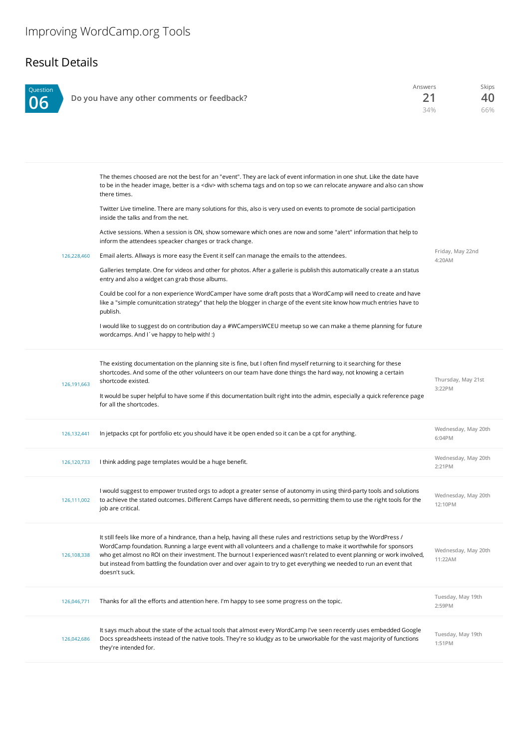# Improving WordCamp.org Tools

## Result Details

**Question 06** — Do you have any other comments or feedback?

| Answers | Skips |
| --- | --- |
| 21 | 40 |
| 34% | 66% |

| ID | Response | Date |
| --- | --- | --- |
| 126,228,460 | The themes choosed are not the best for an "event". They are lack of event information in one shut. Like the date have to be in the header image, better is a <div> with schema tags and on top so we can relocate anyware and also can show there times.<br><br>Twitter Live timeline. There are many solutions for this, also is very used on events to promote de social participation inside the talks and from the net.<br><br>Active sessions. When a session is ON, show someware which ones are now and some "alert" information that help to inform the attendees speacker changes or track change.<br><br>Email alerts. Allways is more easy the Event it self can manage the emails to the attendees.<br><br>Galleries template. One for videos and other for photos. After a gallerie is publish this automatically create a an status entry and also a widget can grab those albums.<br><br>Could be cool for a non experience WordCamper have some draft posts that a WordCamp will need to create and have like a "simple comunitcation strategy" that help the blogger in charge of the event site know how much entries have to publish.<br><br>I would like to suggest do on contribution day a #WCampersWCEU meetup so we can make a theme planning for future wordcamps. And I´ve happy to help with! :) | Friday, May 22nd 4:20AM |
| 126,191,663 | The existing documentation on the planning site is fine, but I often find myself returning to it searching for these shortcodes. And some of the other volunteers on our team have done things the hard way, not knowing a certain shortcode existed.<br><br>It would be super helpful to have some if this documentation built right into the admin, especially a quick reference page for all the shortcodes. | Thursday, May 21st 3:22PM |
| 126,132,441 | In jetpacks cpt for portfolio etc you should have it be open ended so it can be a cpt for anything. | Wednesday, May 20th 6:04PM |
| 126,120,733 | I think adding page templates would be a huge benefit. | Wednesday, May 20th 2:21PM |
| 126,111,002 | I would suggest to empower trusted orgs to adopt a greater sense of autonomy in using third-party tools and solutions to achieve the stated outcomes. Different Camps have different needs, so permitting them to use the right tools for the job are critical. | Wednesday, May 20th 12:10PM |
| 126,108,338 | It still feels like more of a hindrance, than a help, having all these rules and restrictions setup by the WordPress / WordCamp foundation. Running a large event with all volunteers and a challenge to make it worthwhile for sponsors who get almost no ROI on their investment. The burnout I experienced wasn't related to event planning or work involved, but instead from battling the foundation over and over again to try to get everything we needed to run an event that doesn't suck. | Wednesday, May 20th 11:22AM |
| 126,046,771 | Thanks for all the efforts and attention here. I'm happy to see some progress on the topic. | Tuesday, May 19th 2:59PM |
| 126,042,686 | It says much about the state of the actual tools that almost every WordCamp I've seen recently uses embedded Google Docs spreadsheets instead of the native tools. They're so kludgy as to be unworkable for the vast majority of functions they're intended for. | Tuesday, May 19th 1:51PM |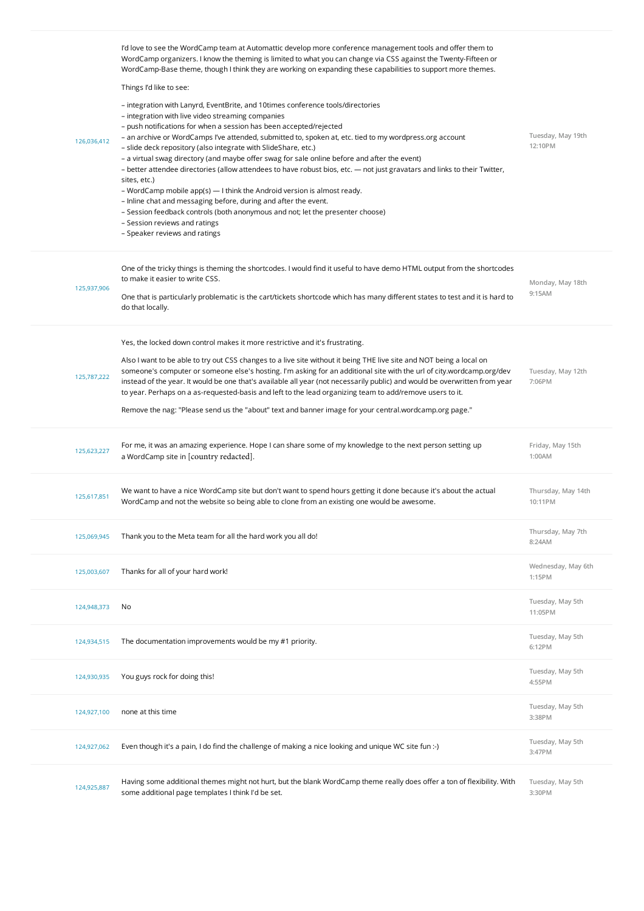| | | |
|---|---|---|
| 126,036,412 | I'd love to see the WordCamp team at Automattic develop more conference management tools and offer them to WordCamp organizers. I know the theming is limited to what you can change via CSS against the Twenty-Fifteen or WordCamp-Base theme, though I think they are working on expanding these capabilities to support more themes.<br><br>Things I'd like to see:<br><br>– integration with Lanyrd, EventBrite, and 10times conference tools/directories<br>– integration with live video streaming companies<br>– push notifications for when a session has been accepted/rejected<br>– an archive or WordCamps I've attended, submitted to, spoken at, etc. tied to my wordpress.org account<br>– slide deck repository (also integrate with SlideShare, etc.)<br>– a virtual swag directory (and maybe offer swag for sale online before and after the event)<br>– better attendee directories (allow attendees to have robust bios, etc. — not just gravatars and links to their Twitter, sites, etc.)<br>– WordCamp mobile app(s) — I think the Android version is almost ready.<br>– Inline chat and messaging before, during and after the event.<br>– Session feedback controls (both anonymous and not; let the presenter choose)<br>– Session reviews and ratings<br>– Speaker reviews and ratings | Tuesday, May 19th 12:10PM |
| 125,937,906 | One of the tricky things is theming the shortcodes. I would find it useful to have demo HTML output from the shortcodes to make it easier to write CSS.<br><br>One that is particularly problematic is the cart/tickets shortcode which has many different states to test and it is hard to do that locally. | Monday, May 18th 9:15AM |
| 125,787,222 | Yes, the locked down control makes it more restrictive and it's frustrating.<br><br>Also I want to be able to try out CSS changes to a live site without it being THE live site and NOT being a local on someone's computer or someone else's hosting. I'm asking for an additional site with the url of city.wordcamp.org/dev instead of the year. It would be one that's available all year (not necessarily public) and would be overwritten from year to year. Perhaps on a as-requested-basis and left to the lead organizing team to add/remove users to it.<br><br>Remove the nag: "Please send us the "about" text and banner image for your central.wordcamp.org page." | Tuesday, May 12th 7:06PM |
| 125,623,227 | For me, it was an amazing experience. Hope I can share some of my knowledge to the next person setting up a WordCamp site in [country redacted]. | Friday, May 15th 1:00AM |
| 125,617,851 | We want to have a nice WordCamp site but don't want to spend hours getting it done because it's about the actual WordCamp and not the website so being able to clone from an existing one would be awesome. | Thursday, May 14th 10:11PM |
| 125,069,945 | Thank you to the Meta team for all the hard work you all do! | Thursday, May 7th 8:24AM |
| 125,003,607 | Thanks for all of your hard work! | Wednesday, May 6th 1:15PM |
| 124,948,373 | No | Tuesday, May 5th 11:05PM |
| 124,934,515 | The documentation improvements would be my #1 priority. | Tuesday, May 5th 6:12PM |
| 124,930,935 | You guys rock for doing this! | Tuesday, May 5th 4:55PM |
| 124,927,100 | none at this time | Tuesday, May 5th 3:38PM |
| 124,927,062 | Even though it's a pain, I do find the challenge of making a nice looking and unique WC site fun :-) | Tuesday, May 5th 3:47PM |
| 124,925,887 | Having some additional themes might not hurt, but the blank WordCamp theme really does offer a ton of flexibility. With some additional page templates I think I'd be set. | Tuesday, May 5th 3:30PM |